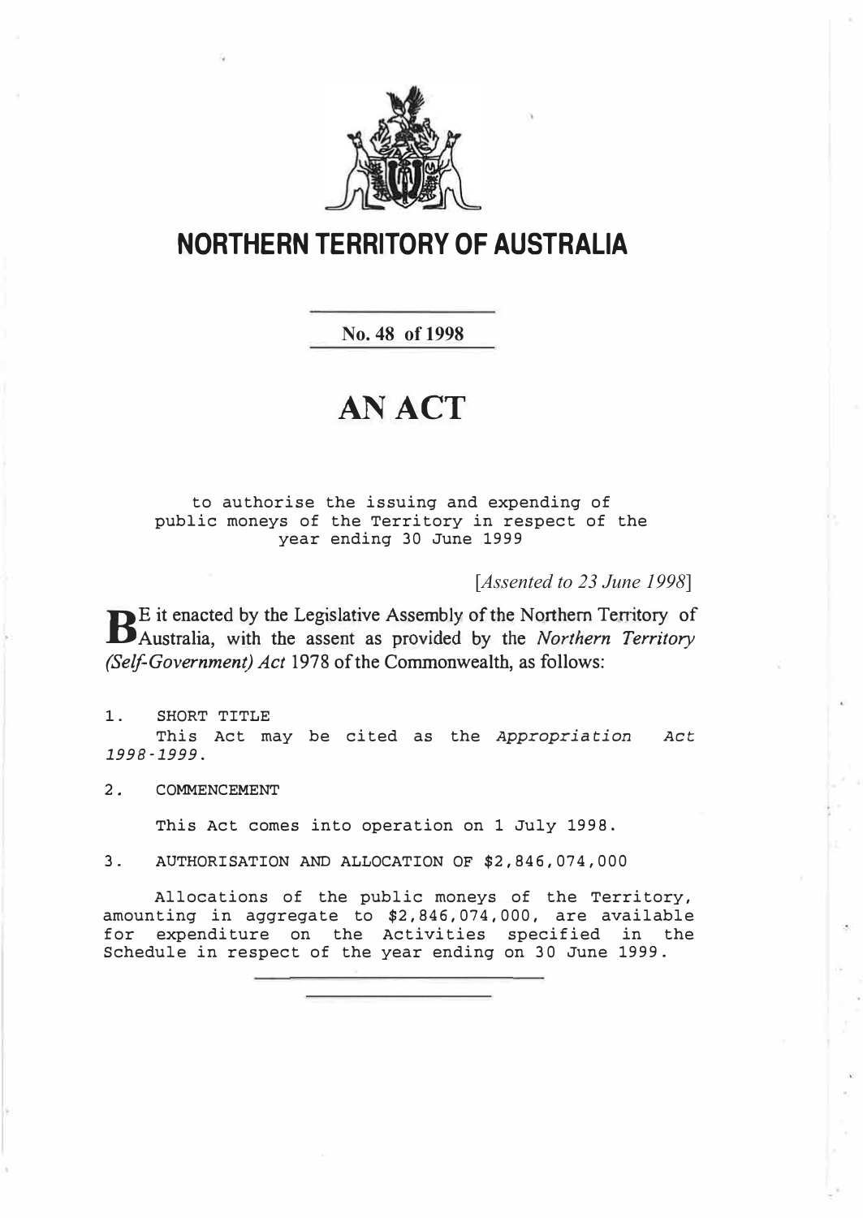# NORTHERN TERRITORY OF AUSTRALIA

**No. 48 of 1998**

# AN ACT

to authorise the issuing and expending of public moneys of the Territory in respect of the year ending 30 June 1999

*[Assented to 23 June 1998]*

BE it enacted by the Legislative Assembly of the Northern Territory of Australia, with the assent as provided by the *Northern Territory (Self-Government) Act* 1978 of the Commonwealth, as follows:

1. SHORT TITLE

This Act may be cited as the *Appropriation Act 1998-1999*.

2. COMMENCEMENT

This Act comes into operation on 1 July 1998.

3. AUTHORISATION AND ALLOCATION OF $2,846,074,000

Allocations of the public moneys of the Territory, amounting in aggregate to $2,846,074,000, are available for expenditure on the Activities specified in the Schedule in respect of the year ending on 30 June 1999.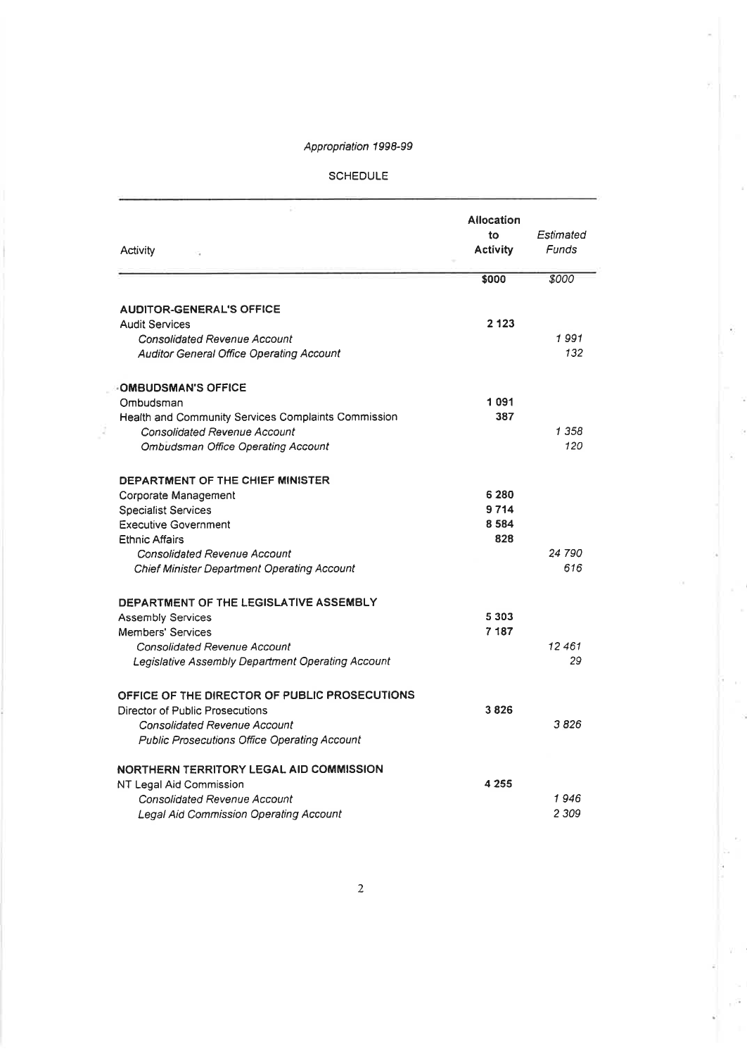*Appropriation 1998-99*

SCHEDULE

| Activity | Allocation to Activity | *Estimated Funds* |
|---|---|---|
| | **$000** | *$000* |
| **AUDITOR-GENERAL'S OFFICE** | | |
| Audit Services | **2 123** | |
| *Consolidated Revenue Account* | | *1 991* |
| *Auditor General Office Operating Account* | | *132* |
| **OMBUDSMAN'S OFFICE** | | |
| Ombudsman | **1 091** | |
| Health and Community Services Complaints Commission | **387** | |
| *Consolidated Revenue Account* | | *1 358* |
| *Ombudsman Office Operating Account* | | *120* |
| **DEPARTMENT OF THE CHIEF MINISTER** | | |
| Corporate Management | **6 280** | |
| Specialist Services | **9 714** | |
| Executive Government | **8 584** | |
| Ethnic Affairs | **828** | |
| *Consolidated Revenue Account* | | *24 790* |
| *Chief Minister Department Operating Account* | | *616* |
| **DEPARTMENT OF THE LEGISLATIVE ASSEMBLY** | | |
| Assembly Services | **5 303** | |
| Members' Services | **7 187** | |
| *Consolidated Revenue Account* | | *12 461* |
| *Legislative Assembly Department Operating Account* | | *29* |
| **OFFICE OF THE DIRECTOR OF PUBLIC PROSECUTIONS** | | |
| Director of Public Prosecutions | **3 826** | |
| *Consolidated Revenue Account* | | *3 826* |
| *Public Prosecutions Office Operating Account* | | |
| **NORTHERN TERRITORY LEGAL AID COMMISSION** | | |
| NT Legal Aid Commission | **4 255** | |
| *Consolidated Revenue Account* | | *1 946* |
| *Legal Aid Commission Operating Account* | | *2 309* |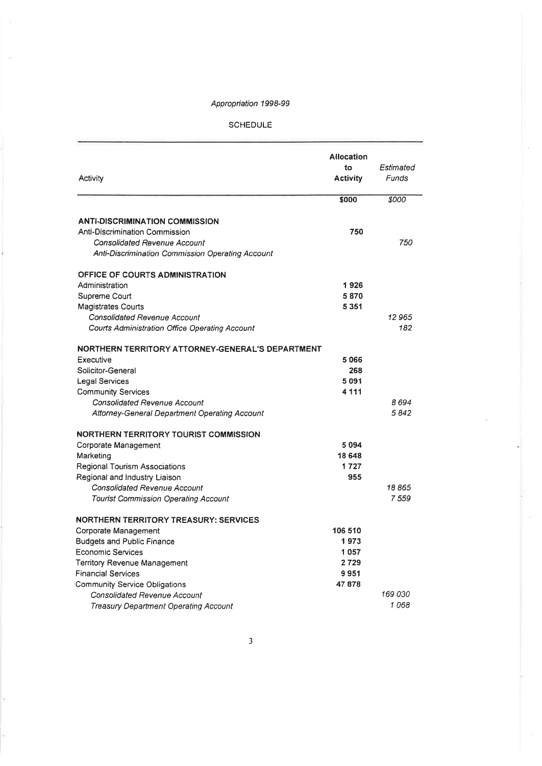*Appropriation 1998-99*

SCHEDULE

| Activity | **Allocation to Activity** | *Estimated Funds* |
|---|---|---|
| | **$000** | *$000* |
| **ANTI-DISCRIMINATION COMMISSION** | | |
| Anti-Discrimination Commission | **750** | |
| *Consolidated Revenue Account* | | *750* |
| *Anti-Discrimination Commission Operating Account* | | |
| **OFFICE OF COURTS ADMINISTRATION** | | |
| Administration | **1 926** | |
| Supreme Court | **5 870** | |
| Magistrates Courts | **5 351** | |
| *Consolidated Revenue Account* | | *12 965* |
| *Courts Administration Office Operating Account* | | *182* |
| **NORTHERN TERRITORY ATTORNEY-GENERAL'S DEPARTMENT** | | |
| Executive | **5 066** | |
| Solicitor-General | **268** | |
| Legal Services | **5 091** | |
| Community Services | **4 111** | |
| *Consolidated Revenue Account* | | *8 694* |
| *Attorney-General Department Operating Account* | | *5 842* |
| **NORTHERN TERRITORY TOURIST COMMISSION** | | |
| Corporate Management | **5 094** | |
| Marketing | **18 648** | |
| Regional Tourism Associations | **1 727** | |
| Regional and Industry Liaison | **955** | |
| *Consolidated Revenue Account* | | *18 865* |
| *Tourist Commission Operating Account* | | *7 559* |
| **NORTHERN TERRITORY TREASURY: SERVICES** | | |
| Corporate Management | **106 510** | |
| Budgets and Public Finance | **1 973** | |
| Economic Services | **1 057** | |
| Territory Revenue Management | **2 729** | |
| Financial Services | **9 951** | |
| Community Service Obligations | **47 878** | |
| *Consolidated Revenue Account* | | *169 030* |
| *Treasury Department Operating Account* | | *1 068* |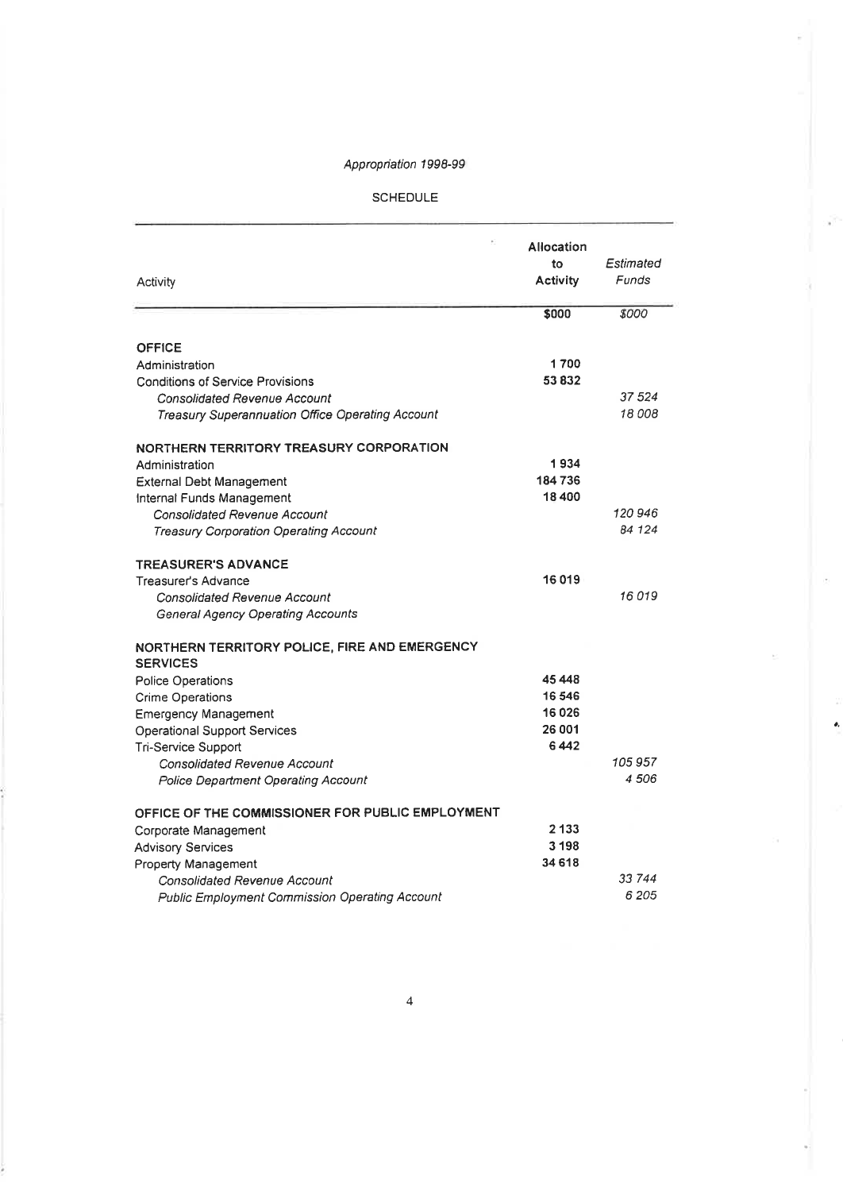*Appropriation 1998-99*

SCHEDULE

| Activity | Allocation to Activity | *Estimated Funds* |
|---|---|---|
| | **$000** | *$000* |
| **OFFICE** | | |
| Administration | **1 700** | |
| Conditions of Service Provisions | **53 832** | |
| *Consolidated Revenue Account* | | *37 524* |
| *Treasury Superannuation Office Operating Account* | | *18 008* |
| **NORTHERN TERRITORY TREASURY CORPORATION** | | |
| Administration | **1 934** | |
| External Debt Management | **184 736** | |
| Internal Funds Management | **18 400** | |
| *Consolidated Revenue Account* | | *120 946* |
| *Treasury Corporation Operating Account* | | *84 124* |
| **TREASURER'S ADVANCE** | | |
| Treasurer's Advance | **16 019** | |
| *Consolidated Revenue Account* | | *16 019* |
| *General Agency Operating Accounts* | | |
| **NORTHERN TERRITORY POLICE, FIRE AND EMERGENCY SERVICES** | | |
| Police Operations | **45 448** | |
| Crime Operations | **16 546** | |
| Emergency Management | **16 026** | |
| Operational Support Services | **26 001** | |
| Tri-Service Support | **6 442** | |
| *Consolidated Revenue Account* | | *105 957* |
| *Police Department Operating Account* | | *4 506* |
| **OFFICE OF THE COMMISSIONER FOR PUBLIC EMPLOYMENT** | | |
| Corporate Management | **2 133** | |
| Advisory Services | **3 198** | |
| Property Management | **34 618** | |
| *Consolidated Revenue Account* | | *33 744* |
| *Public Employment Commission Operating Account* | | *6 205* |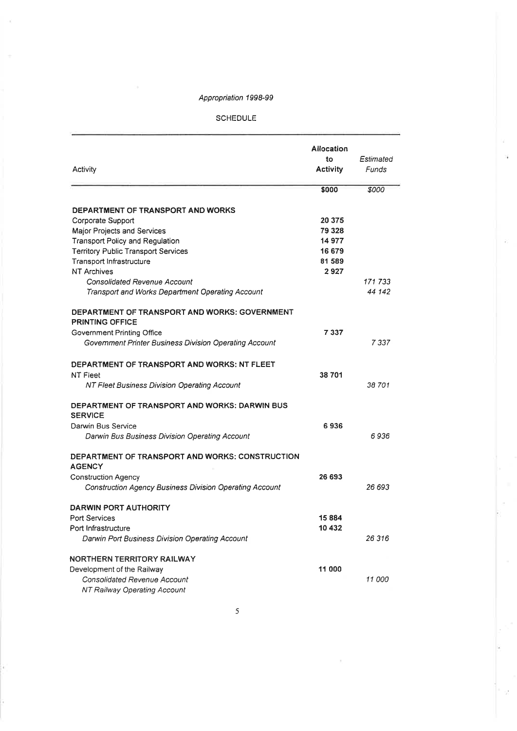*Appropriation 1998-99*

SCHEDULE

| Activity | Allocation to Activity | *Estimated Funds* |
|---|---|---|
| | **$000** | *$000* |
| **DEPARTMENT OF TRANSPORT AND WORKS** | | |
| Corporate Support | **20 375** | |
| Major Projects and Services | **79 328** | |
| Transport Policy and Regulation | **14 977** | |
| Territory Public Transport Services | **16 679** | |
| Transport Infrastructure | **81 589** | |
| NT Archives | **2 927** | |
| *Consolidated Revenue Account* | | *171 733* |
| *Transport and Works Department Operating Account* | | *44 142* |
| **DEPARTMENT OF TRANSPORT AND WORKS: GOVERNMENT PRINTING OFFICE** | | |
| Government Printing Office | **7 337** | |
| *Government Printer Business Division Operating Account* | | *7 337* |
| **DEPARTMENT OF TRANSPORT AND WORKS: NT FLEET** | | |
| NT Fleet | **38 701** | |
| *NT Fleet Business Division Operating Account* | | *38 701* |
| **DEPARTMENT OF TRANSPORT AND WORKS: DARWIN BUS SERVICE** | | |
| Darwin Bus Service | **6 936** | |
| *Darwin Bus Business Division Operating Account* | | *6 936* |
| **DEPARTMENT OF TRANSPORT AND WORKS: CONSTRUCTION AGENCY** | | |
| Construction Agency | **26 693** | |
| *Construction Agency Business Division Operating Account* | | *26 693* |
| **DARWIN PORT AUTHORITY** | | |
| Port Services | **15 884** | |
| Port Infrastructure | **10 432** | |
| *Darwin Port Business Division Operating Account* | | *26 316* |
| **NORTHERN TERRITORY RAILWAY** | | |
| Development of the Railway | **11 000** | |
| *Consolidated Revenue Account* | | *11 000* |
| *NT Railway Operating Account* | | |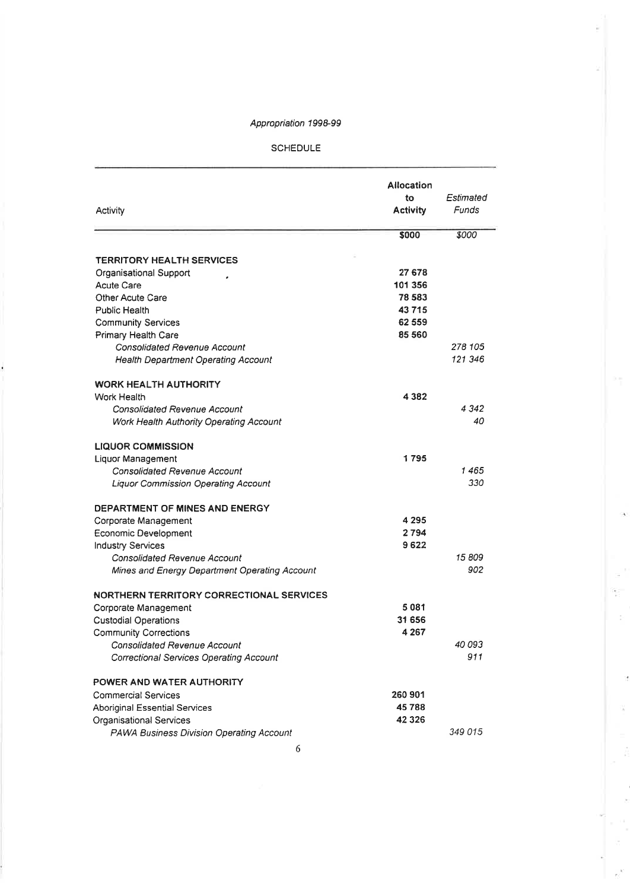*Appropriation 1998-99*

SCHEDULE

| Activity | Allocation to Activity | *Estimated Funds* |
|---|---|---|
| | **$000** | *$000* |
| **TERRITORY HEALTH SERVICES** | | |
| Organisational Support | **27 678** | |
| Acute Care | **101 356** | |
| Other Acute Care | **78 583** | |
| Public Health | **43 715** | |
| Community Services | **62 559** | |
| Primary Health Care | **85 560** | |
| *Consolidated Revenue Account* | | *278 105* |
| *Health Department Operating Account* | | *121 346* |
| **WORK HEALTH AUTHORITY** | | |
| Work Health | **4 382** | |
| *Consolidated Revenue Account* | | *4 342* |
| *Work Health Authority Operating Account* | | *40* |
| **LIQUOR COMMISSION** | | |
| Liquor Management | **1 795** | |
| *Consolidated Revenue Account* | | *1 465* |
| *Liquor Commission Operating Account* | | *330* |
| **DEPARTMENT OF MINES AND ENERGY** | | |
| Corporate Management | **4 295** | |
| Economic Development | **2 794** | |
| Industry Services | **9 622** | |
| *Consolidated Revenue Account* | | *15 809* |
| *Mines and Energy Department Operating Account* | | *902* |
| **NORTHERN TERRITORY CORRECTIONAL SERVICES** | | |
| Corporate Management | **5 081** | |
| Custodial Operations | **31 656** | |
| Community Corrections | **4 267** | |
| *Consolidated Revenue Account* | | *40 093* |
| *Correctional Services Operating Account* | | *911* |
| **POWER AND WATER AUTHORITY** | | |
| Commercial Services | **260 901** | |
| Aboriginal Essential Services | **45 788** | |
| Organisational Services | **42 326** | |
| *PAWA Business Division Operating Account* | | *349 015* |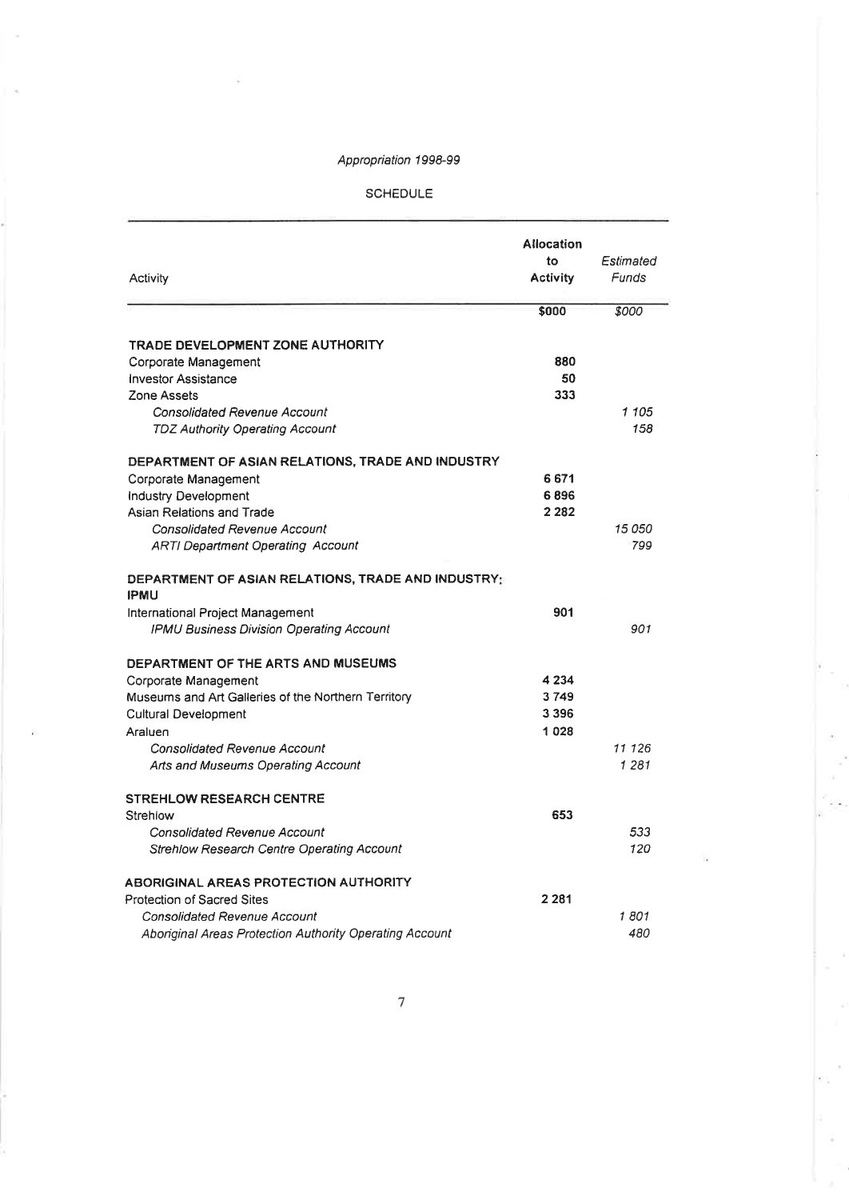*Appropriation 1998-99*

SCHEDULE

| Activity | **Allocation to Activity** | *Estimated Funds* |
|---|---|---|
| | **$000** | *$000* |
| **TRADE DEVELOPMENT ZONE AUTHORITY** | | |
| Corporate Management | **880** | |
| Investor Assistance | **50** | |
| Zone Assets | **333** | |
| *Consolidated Revenue Account* | | *1 105* |
| *TDZ Authority Operating Account* | | *158* |
| **DEPARTMENT OF ASIAN RELATIONS, TRADE AND INDUSTRY** | | |
| Corporate Management | **6 671** | |
| Industry Development | **6 896** | |
| Asian Relations and Trade | **2 282** | |
| *Consolidated Revenue Account* | | *15 050* |
| *ARTI Department Operating Account* | | *799* |
| **DEPARTMENT OF ASIAN RELATIONS, TRADE AND INDUSTRY: IPMU** | | |
| International Project Management | **901** | |
| *IPMU Business Division Operating Account* | | *901* |
| **DEPARTMENT OF THE ARTS AND MUSEUMS** | | |
| Corporate Management | **4 234** | |
| Museums and Art Galleries of the Northern Territory | **3 749** | |
| Cultural Development | **3 396** | |
| Araluen | **1 028** | |
| *Consolidated Revenue Account* | | *11 126* |
| *Arts and Museums Operating Account* | | *1 281* |
| **STREHLOW RESEARCH CENTRE** | | |
| Strehlow | **653** | |
| *Consolidated Revenue Account* | | *533* |
| *Strehlow Research Centre Operating Account* | | *120* |
| **ABORIGINAL AREAS PROTECTION AUTHORITY** | | |
| Protection of Sacred Sites | **2 281** | |
| *Consolidated Revenue Account* | | *1 801* |
| *Aboriginal Areas Protection Authority Operating Account* | | *480* |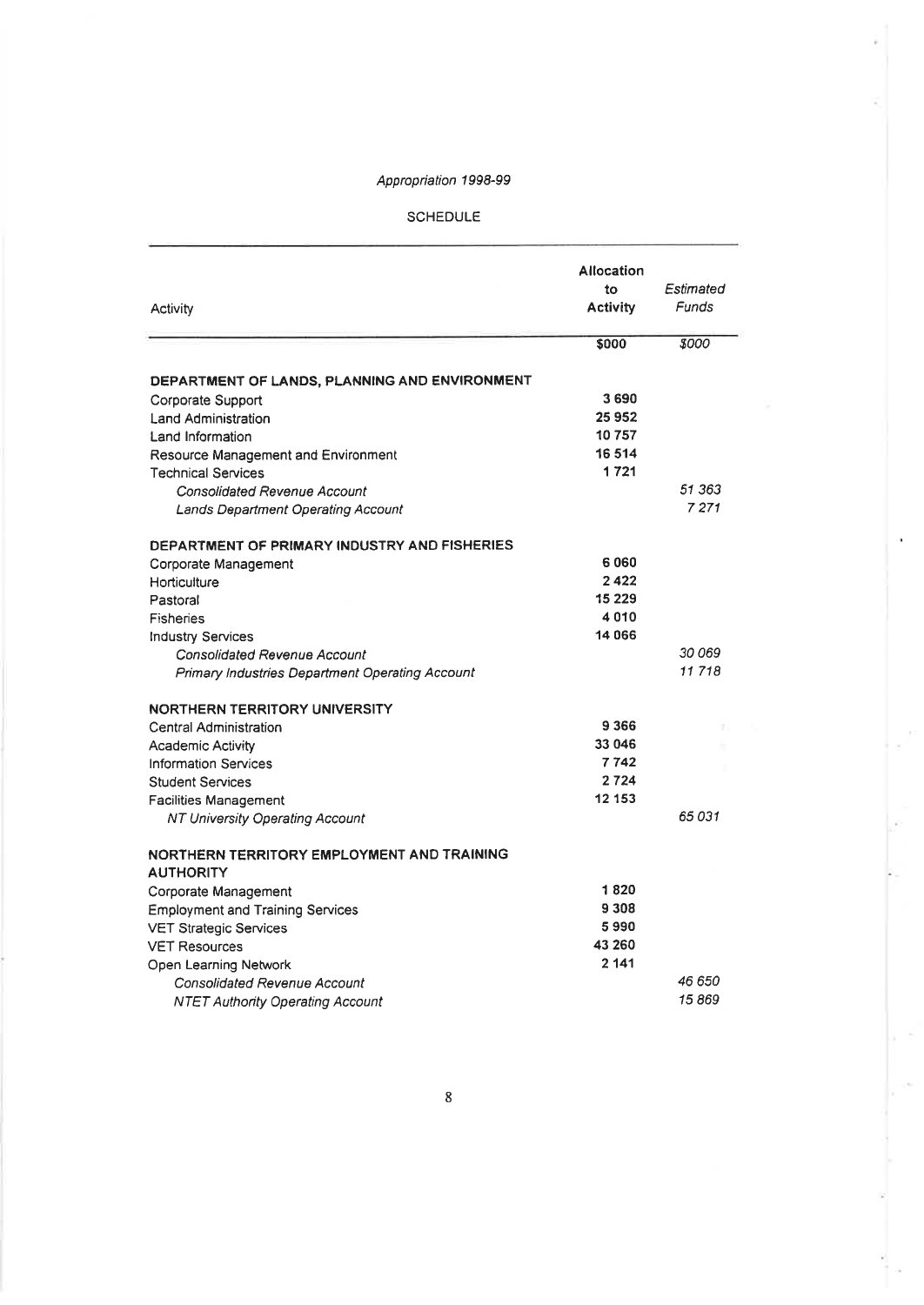*Appropriation 1998-99*

SCHEDULE

| Activity | **Allocation to Activity** | *Estimated Funds* |
|---|---|---|
| | **$000** | *$000* |
| **DEPARTMENT OF LANDS, PLANNING AND ENVIRONMENT** | | |
| Corporate Support | **3 690** | |
| Land Administration | **25 952** | |
| Land Information | **10 757** | |
| Resource Management and Environment | **16 514** | |
| Technical Services | **1 721** | |
| *Consolidated Revenue Account* | | *51 363* |
| *Lands Department Operating Account* | | *7 271* |
| **DEPARTMENT OF PRIMARY INDUSTRY AND FISHERIES** | | |
| Corporate Management | **6 060** | |
| Horticulture | **2 422** | |
| Pastoral | **15 229** | |
| Fisheries | **4 010** | |
| Industry Services | **14 066** | |
| *Consolidated Revenue Account* | | *30 069* |
| *Primary Industries Department Operating Account* | | *11 718* |
| **NORTHERN TERRITORY UNIVERSITY** | | |
| Central Administration | **9 366** | |
| Academic Activity | **33 046** | |
| Information Services | **7 742** | |
| Student Services | **2 724** | |
| Facilities Management | **12 153** | |
| *NT University Operating Account* | | *65 031* |
| **NORTHERN TERRITORY EMPLOYMENT AND TRAINING AUTHORITY** | | |
| Corporate Management | **1 820** | |
| Employment and Training Services | **9 308** | |
| VET Strategic Services | **5 990** | |
| VET Resources | **43 260** | |
| Open Learning Network | **2 141** | |
| *Consolidated Revenue Account* | | *46 650* |
| *NTET Authority Operating Account* | | *15 869* |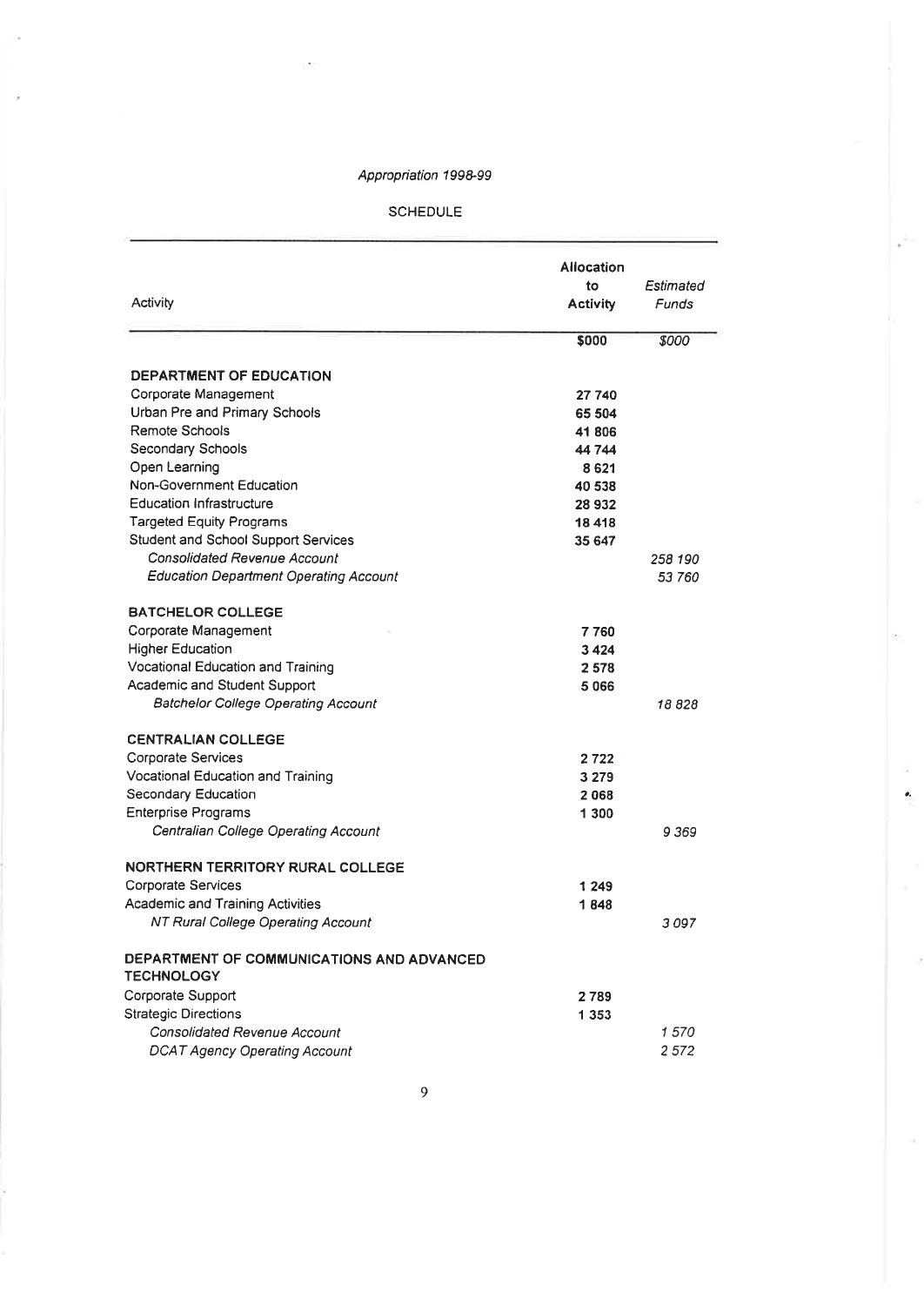*Appropriation 1998-99*

SCHEDULE

| Activity | **Allocation to Activity** | *Estimated Funds* |
|---|---|---|
| | **$000** | *$000* |
| **DEPARTMENT OF EDUCATION** | | |
| Corporate Management | **27 740** | |
| Urban Pre and Primary Schools | **65 504** | |
| Remote Schools | **41 806** | |
| Secondary Schools | **44 744** | |
| Open Learning | **8 621** | |
| Non-Government Education | **40 538** | |
| Education Infrastructure | **28 932** | |
| Targeted Equity Programs | **18 418** | |
| Student and School Support Services | **35 647** | |
| *Consolidated Revenue Account* | | *258 190* |
| *Education Department Operating Account* | | *53 760* |
| **BATCHELOR COLLEGE** | | |
| Corporate Management | **7 760** | |
| Higher Education | **3 424** | |
| Vocational Education and Training | **2 578** | |
| Academic and Student Support | **5 066** | |
| *Batchelor College Operating Account* | | *18 828* |
| **CENTRALIAN COLLEGE** | | |
| Corporate Services | **2 722** | |
| Vocational Education and Training | **3 279** | |
| Secondary Education | **2 068** | |
| Enterprise Programs | **1 300** | |
| *Centralian College Operating Account* | | *9 369* |
| **NORTHERN TERRITORY RURAL COLLEGE** | | |
| Corporate Services | **1 249** | |
| Academic and Training Activities | **1 848** | |
| *NT Rural College Operating Account* | | *3 097* |
| **DEPARTMENT OF COMMUNICATIONS AND ADVANCED TECHNOLOGY** | | |
| Corporate Support | **2 789** | |
| Strategic Directions | **1 353** | |
| *Consolidated Revenue Account* | | *1 570* |
| *DCAT Agency Operating Account* | | *2 572* |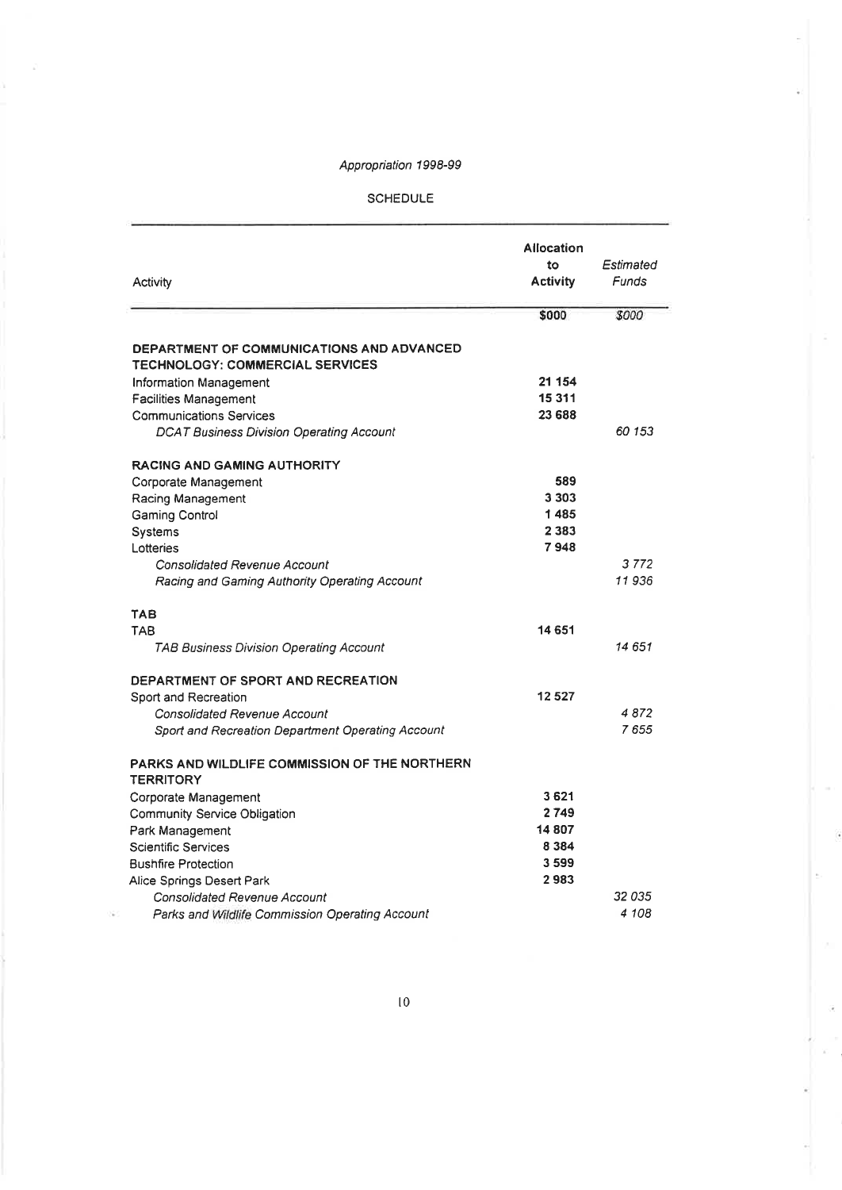*Appropriation 1998-99*

SCHEDULE

| Activity | Allocation to Activity | *Estimated Funds* |
|---|---|---|
| | **$000** | *$000* |
| **DEPARTMENT OF COMMUNICATIONS AND ADVANCED TECHNOLOGY: COMMERCIAL SERVICES** | | |
| Information Management | **21 154** | |
| Facilities Management | **15 311** | |
| Communications Services | **23 688** | |
| *DCAT Business Division Operating Account* | | *60 153* |
| **RACING AND GAMING AUTHORITY** | | |
| Corporate Management | **589** | |
| Racing Management | **3 303** | |
| Gaming Control | **1 485** | |
| Systems | **2 383** | |
| Lotteries | **7 948** | |
| *Consolidated Revenue Account* | | *3 772* |
| *Racing and Gaming Authority Operating Account* | | *11 936* |
| **TAB** | | |
| TAB | **14 651** | |
| *TAB Business Division Operating Account* | | *14 651* |
| **DEPARTMENT OF SPORT AND RECREATION** | | |
| Sport and Recreation | **12 527** | |
| *Consolidated Revenue Account* | | *4 872* |
| *Sport and Recreation Department Operating Account* | | *7 655* |
| **PARKS AND WILDLIFE COMMISSION OF THE NORTHERN TERRITORY** | | |
| Corporate Management | **3 621** | |
| Community Service Obligation | **2 749** | |
| Park Management | **14 807** | |
| Scientific Services | **8 384** | |
| Bushfire Protection | **3 599** | |
| Alice Springs Desert Park | **2 983** | |
| *Consolidated Revenue Account* | | *32 035* |
| *Parks and Wildlife Commission Operating Account* | | *4 108* |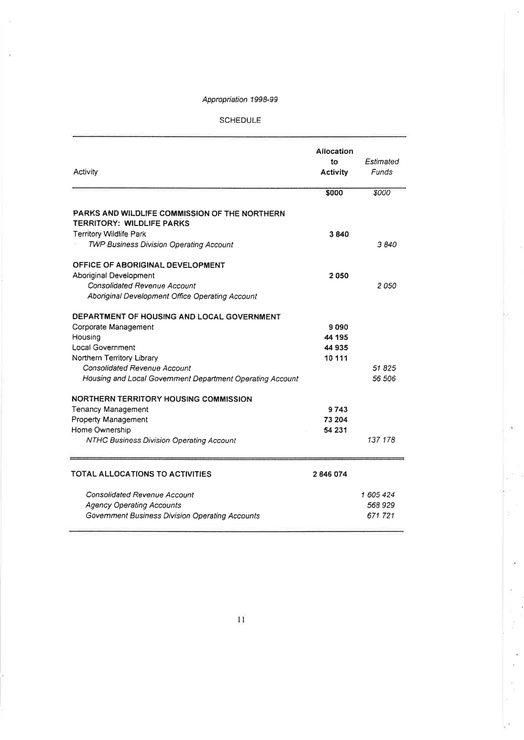*Appropriation 1998-99*

SCHEDULE

| Activity | **Allocation to Activity** | *Estimated Funds* |
|---|---|---|
| | **$000** | *$000* |
| **PARKS AND WILDLIFE COMMISSION OF THE NORTHERN TERRITORY: WILDLIFE PARKS** | | |
| Territory Wildlife Park | **3 840** | |
| *TWP Business Division Operating Account* | | *3 840* |
| **OFFICE OF ABORIGINAL DEVELOPMENT** | | |
| Aboriginal Development | **2 050** | |
| *Consolidated Revenue Account* | | *2 050* |
| *Aboriginal Development Office Operating Account* | | |
| **DEPARTMENT OF HOUSING AND LOCAL GOVERNMENT** | | |
| Corporate Management | **9 090** | |
| Housing | **44 195** | |
| Local Government | **44 935** | |
| Northern Territory Library | **10 111** | |
| *Consolidated Revenue Account* | | *51 825* |
| *Housing and Local Government Department Operating Account* | | *56 506* |
| **NORTHERN TERRITORY HOUSING COMMISSION** | | |
| Tenancy Management | **9 743** | |
| Property Management | **73 204** | |
| Home Ownership | **54 231** | |
| *NTHC Business Division Operating Account* | | *137 178* |
| **TOTAL ALLOCATIONS TO ACTIVITIES** | **2 846 074** | |
| *Consolidated Revenue Account* | | *1 605 424* |
| *Agency Operating Accounts* | | *568 929* |
| *Government Business Division Operating Accounts* | | *671 721* |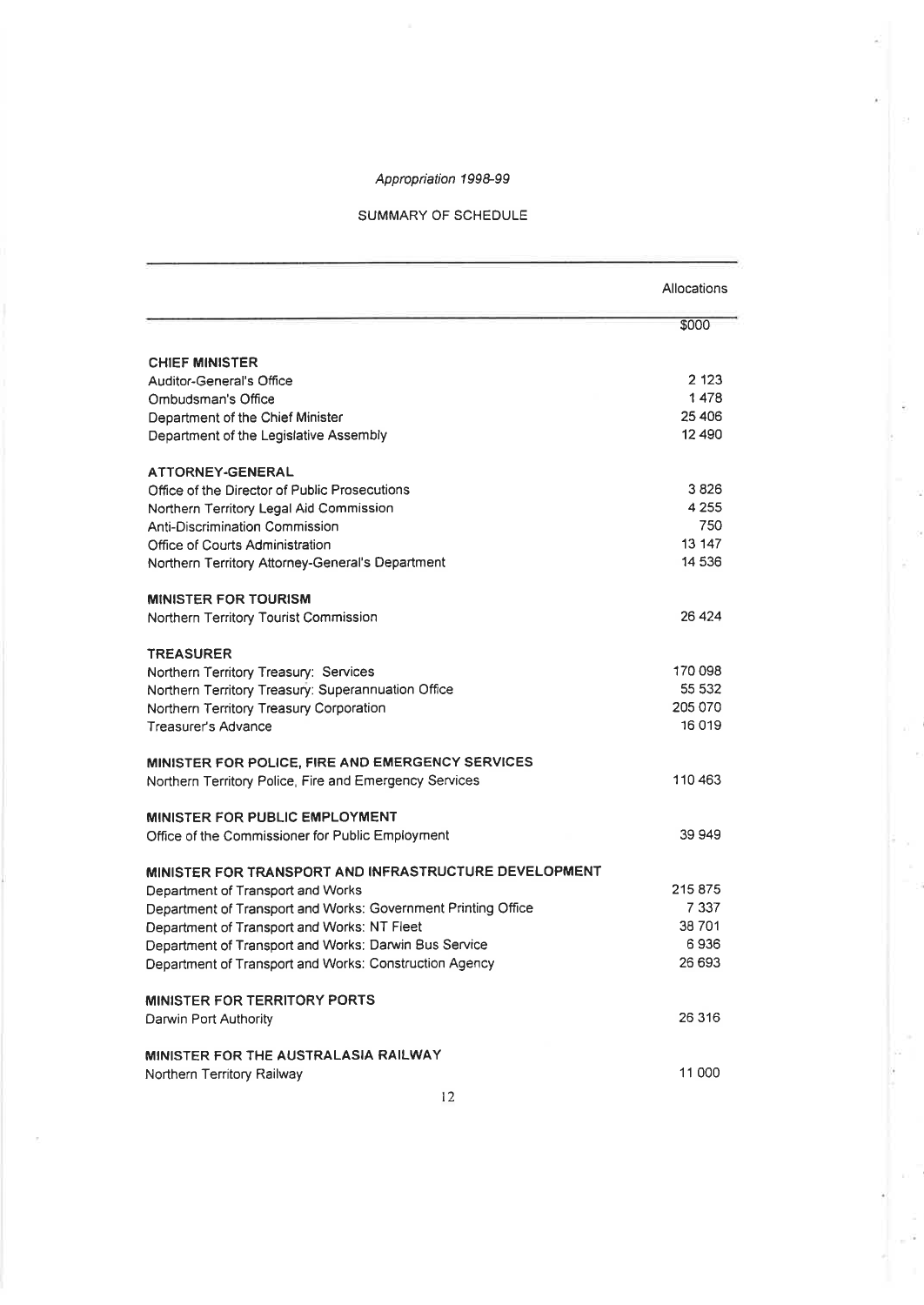*Appropriation 1998-99*

SUMMARY OF SCHEDULE

| | Allocations |
|---|---|
| | $000 |
| **CHIEF MINISTER** | |
| Auditor-General's Office | 2 123 |
| Ombudsman's Office | 1 478 |
| Department of the Chief Minister | 25 406 |
| Department of the Legislative Assembly | 12 490 |
| **ATTORNEY-GENERAL** | |
| Office of the Director of Public Prosecutions | 3 826 |
| Northern Territory Legal Aid Commission | 4 255 |
| Anti-Discrimination Commission | 750 |
| Office of Courts Administration | 13 147 |
| Northern Territory Attorney-General's Department | 14 536 |
| **MINISTER FOR TOURISM** | |
| Northern Territory Tourist Commission | 26 424 |
| **TREASURER** | |
| Northern Territory Treasury: Services | 170 098 |
| Northern Territory Treasury: Superannuation Office | 55 532 |
| Northern Territory Treasury Corporation | 205 070 |
| Treasurer's Advance | 16 019 |
| **MINISTER FOR POLICE, FIRE AND EMERGENCY SERVICES** | |
| Northern Territory Police, Fire and Emergency Services | 110 463 |
| **MINISTER FOR PUBLIC EMPLOYMENT** | |
| Office of the Commissioner for Public Employment | 39 949 |
| **MINISTER FOR TRANSPORT AND INFRASTRUCTURE DEVELOPMENT** | |
| Department of Transport and Works | 215 875 |
| Department of Transport and Works: Government Printing Office | 7 337 |
| Department of Transport and Works: NT Fleet | 38 701 |
| Department of Transport and Works: Darwin Bus Service | 6 936 |
| Department of Transport and Works: Construction Agency | 26 693 |
| **MINISTER FOR TERRITORY PORTS** | |
| Darwin Port Authority | 26 316 |
| **MINISTER FOR THE AUSTRALASIA RAILWAY** | |
| Northern Territory Railway | 11 000 |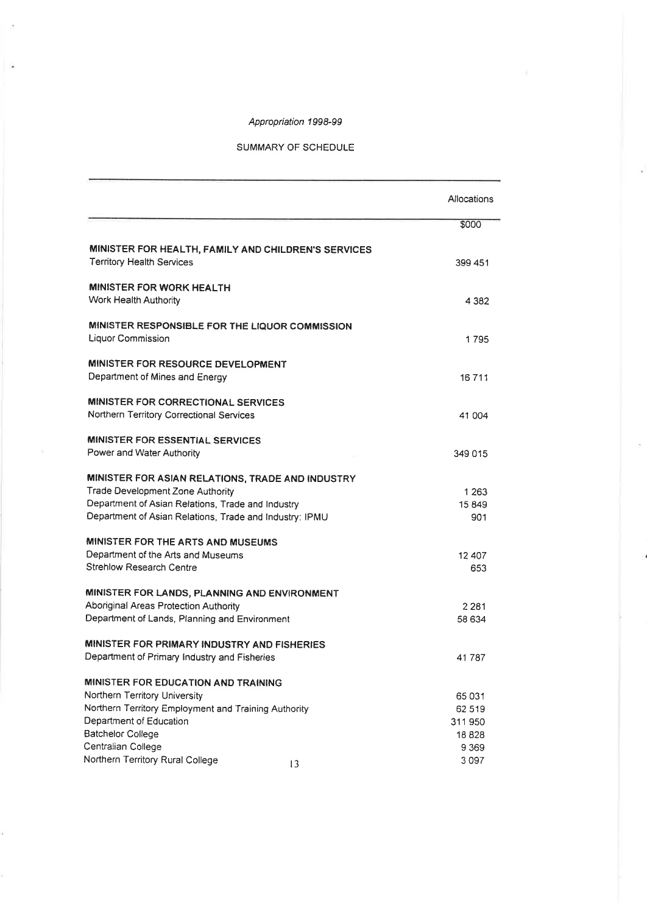*Appropriation 1998-99*

SUMMARY OF SCHEDULE

| | Allocations |
|---|---|
| | $000 |
| **MINISTER FOR HEALTH, FAMILY AND CHILDREN'S SERVICES** | |
| Territory Health Services | 399 451 |
| **MINISTER FOR WORK HEALTH** | |
| Work Health Authority | 4 382 |
| **MINISTER RESPONSIBLE FOR THE LIQUOR COMMISSION** | |
| Liquor Commission | 1 795 |
| **MINISTER FOR RESOURCE DEVELOPMENT** | |
| Department of Mines and Energy | 16 711 |
| **MINISTER FOR CORRECTIONAL SERVICES** | |
| Northern Territory Correctional Services | 41 004 |
| **MINISTER FOR ESSENTIAL SERVICES** | |
| Power and Water Authority | 349 015 |
| **MINISTER FOR ASIAN RELATIONS, TRADE AND INDUSTRY** | |
| Trade Development Zone Authority | 1 263 |
| Department of Asian Relations, Trade and Industry | 15 849 |
| Department of Asian Relations, Trade and Industry: IPMU | 901 |
| **MINISTER FOR THE ARTS AND MUSEUMS** | |
| Department of the Arts and Museums | 12 407 |
| Strehlow Research Centre | 653 |
| **MINISTER FOR LANDS, PLANNING AND ENVIRONMENT** | |
| Aboriginal Areas Protection Authority | 2 281 |
| Department of Lands, Planning and Environment | 58 634 |
| **MINISTER FOR PRIMARY INDUSTRY AND FISHERIES** | |
| Department of Primary Industry and Fisheries | 41 787 |
| **MINISTER FOR EDUCATION AND TRAINING** | |
| Northern Territory University | 65 031 |
| Northern Territory Employment and Training Authority | 62 519 |
| Department of Education | 311 950 |
| Batchelor College | 18 828 |
| Centralian College | 9 369 |
| Northern Territory Rural College | 3 097 |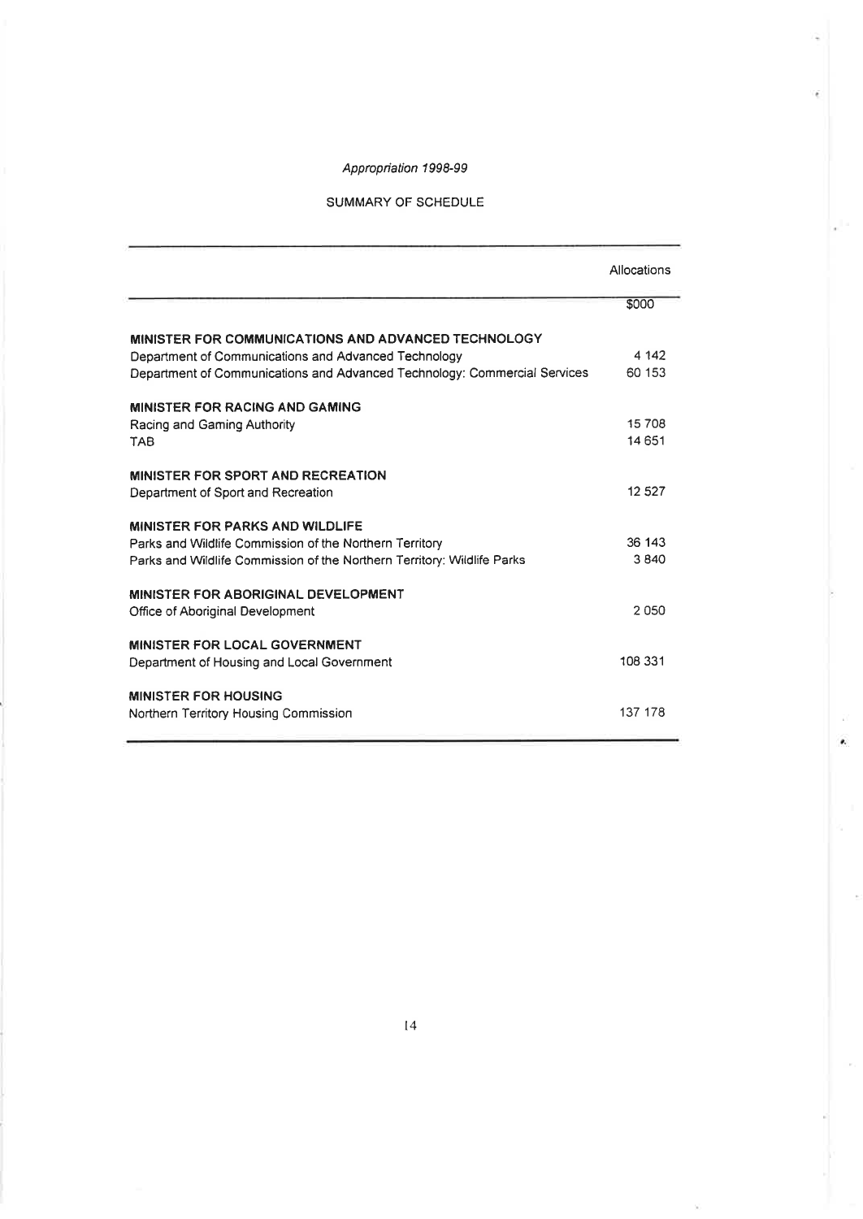*Appropriation 1998-99*

SUMMARY OF SCHEDULE

| | Allocations |
|---|---|
| | $000 |
| **MINISTER FOR COMMUNICATIONS AND ADVANCED TECHNOLOGY** | |
| Department of Communications and Advanced Technology | 4 142 |
| Department of Communications and Advanced Technology: Commercial Services | 60 153 |
| **MINISTER FOR RACING AND GAMING** | |
| Racing and Gaming Authority | 15 708 |
| TAB | 14 651 |
| **MINISTER FOR SPORT AND RECREATION** | |
| Department of Sport and Recreation | 12 527 |
| **MINISTER FOR PARKS AND WILDLIFE** | |
| Parks and Wildlife Commission of the Northern Territory | 36 143 |
| Parks and Wildlife Commission of the Northern Territory: Wildlife Parks | 3 840 |
| **MINISTER FOR ABORIGINAL DEVELOPMENT** | |
| Office of Aboriginal Development | 2 050 |
| **MINISTER FOR LOCAL GOVERNMENT** | |
| Department of Housing and Local Government | 108 331 |
| **MINISTER FOR HOUSING** | |
| Northern Territory Housing Commission | 137 178 |